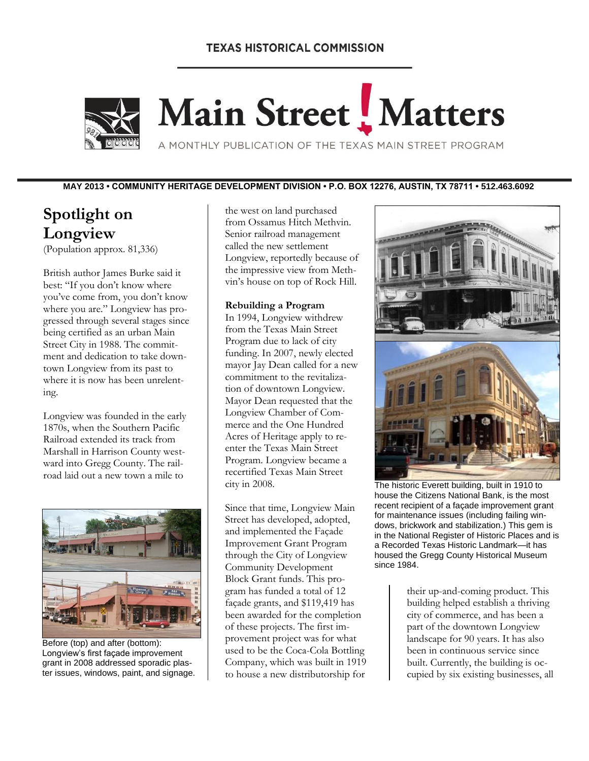TEXAS HISTORICAL COMMISSION

# Main Street ! Matters

A MONTHLY PUBLICATION OF THE TEXAS MAIN STREET PROGRAM

**MAY 2013 • COMMUNITY HERITAGE DEVELOPMENT DIVISION • P.O. BOX 12276, AUSTIN, TX 78711 • 512.463.6092**

## Spotlight on Longview

(Population approx. 81,336)

British author James Burke said it best: "If you don't know where you've come from, you don't know where you are." Longview has progressed through several stages since being certified as an urban Main Street City in 1988. The commitment and dedication to take downtown Longview from its past to where it is now has been unrelenting.

Longview was founded in the early 1870s, when the Southern Pacific Railroad extended its track from Marshall in Harrison County westward into Gregg County. The railroad laid out a new town a mile to the west on land purchased from Ossamus Hitch Methvin. Senior railroad management called the new settlement Longview, reportedly because of the impressive view from Methvin's house on top of Rock Hill.

Before (top) and after (bottom): Longview's first façade improvement grant in 2008 addressed sporadic plaster issues, windows, paint, and signage.

**Rebuilding a Program**

In 1994, Longview withdrew from the Texas Main Street Program due to lack of city funding. In 2007, newly elected mayor Jay Dean called for a new commitment to the revitalization of downtown Longview. Mayor Dean requested that the Longview Chamber of Commerce and the One Hundred Acres of Heritage apply to re-enter the Texas Main Street Program. Longview became a recertified Texas Main Street city in 2008.

Since that time, Longview Main Street has developed, adopted, and implemented the Façade Improvement Grant Program through the City of Longview Community Development Block Grant funds. This program has funded a total of 12 façade grants, and $119,419 has been awarded for the completion of these projects. The first improvement project was for what used to be the Coca-Cola Bottling Company, which was built in 1919 to house a new distributorship for their up-and-coming product. This building helped establish a thriving city of commerce, and has been a part of the downtown Longview landscape for 90 years. It has also been in continuous service since built. Currently, the building is occupied by six existing businesses, all

The historic Everett building, built in 1910 to house the Citizens National Bank, is the most recent recipient of a façade improvement grant for maintenance issues (including failing windows, brickwork and stabilization.) This gem is in the National Register of Historic Places and is a Recorded Texas Historic Landmark—it has housed the Gregg County Historical Museum since 1984.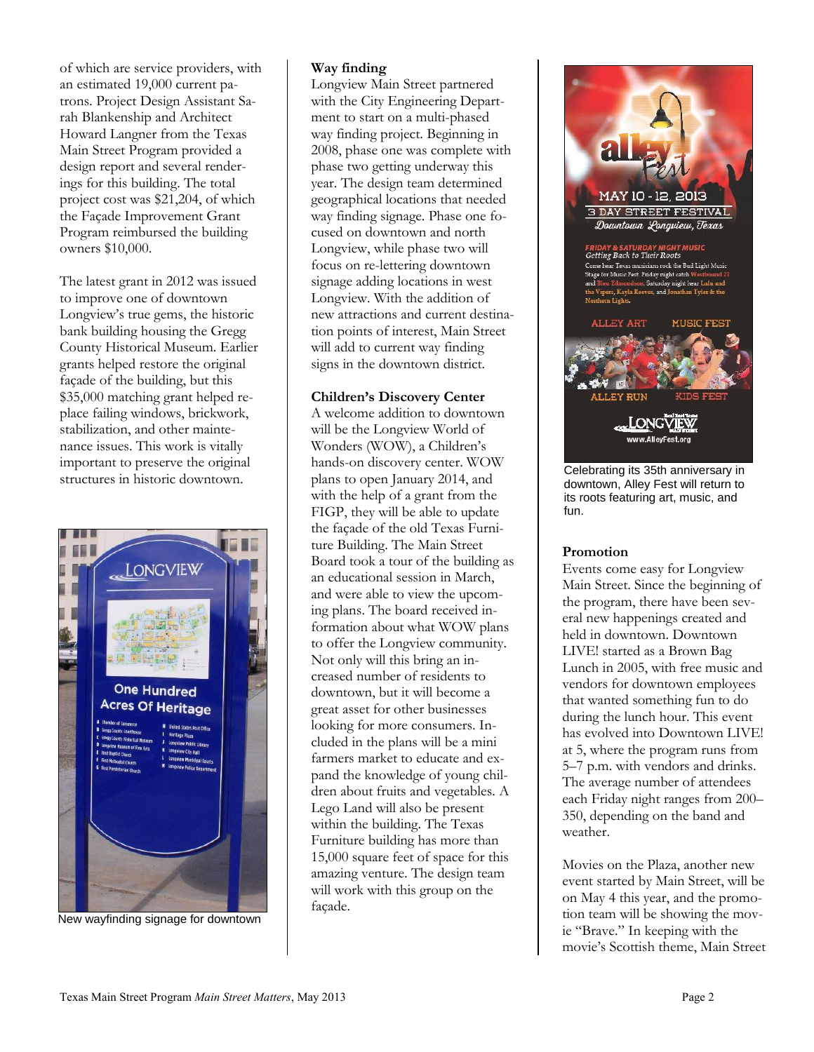of which are service providers, with an estimated 19,000 current patrons. Project Design Assistant Sarah Blankenship and Architect Howard Langner from the Texas Main Street Program provided a design report and several renderings for this building. The total project cost was $21,204, of which the Façade Improvement Grant Program reimbursed the building owners $10,000.

The latest grant in 2012 was issued to improve one of downtown Longview's true gems, the historic bank building housing the Gregg County Historical Museum. Earlier grants helped restore the original façade of the building, but this $35,000 matching grant helped replace failing windows, brickwork, stabilization, and other maintenance issues. This work is vitally important to preserve the original structures in historic downtown.

New wayfinding signage for downtown

**Way finding**

Longview Main Street partnered with the City Engineering Department to start on a multi-phased way finding project. Beginning in 2008, phase one was complete with phase two getting underway this year. The design team determined geographical locations that needed way finding signage. Phase one focused on downtown and north Longview, while phase two will focus on re-lettering downtown signage adding locations in west Longview. With the addition of new attractions and current destination points of interest, Main Street will add to current way finding signs in the downtown district.

**Children's Discovery Center**

A welcome addition to downtown will be the Longview World of Wonders (WOW), a Children's hands-on discovery center. WOW plans to open January 2014, and with the help of a grant from the FIGP, they will be able to update the façade of the old Texas Furniture Building. The Main Street Board took a tour of the building as an educational session in March, and were able to view the upcoming plans. The board received information about what WOW plans to offer the Longview community. Not only will this bring an increased number of residents to downtown, but it will become a great asset for other businesses looking for more consumers. Included in the plans will be a mini farmers market to educate and expand the knowledge of young children about fruits and vegetables. A Lego Land will also be present within the building. The Texas Furniture building has more than 15,000 square feet of space for this amazing venture. The design team will work with this group on the façade.

Celebrating its 35th anniversary in downtown, Alley Fest will return to its roots featuring art, music, and fun.

**Promotion**

Events come easy for Longview Main Street. Since the beginning of the program, there have been several new happenings created and held in downtown. Downtown LIVE! started as a Brown Bag Lunch in 2005, with free music and vendors for downtown employees that wanted something fun to do during the lunch hour. This event has evolved into Downtown LIVE! at 5, where the program runs from 5–7 p.m. with vendors and drinks. The average number of attendees each Friday night ranges from 200–350, depending on the band and weather.

Movies on the Plaza, another new event started by Main Street, will be on May 4 this year, and the promotion team will be showing the movie "Brave." In keeping with the movie's Scottish theme, Main Street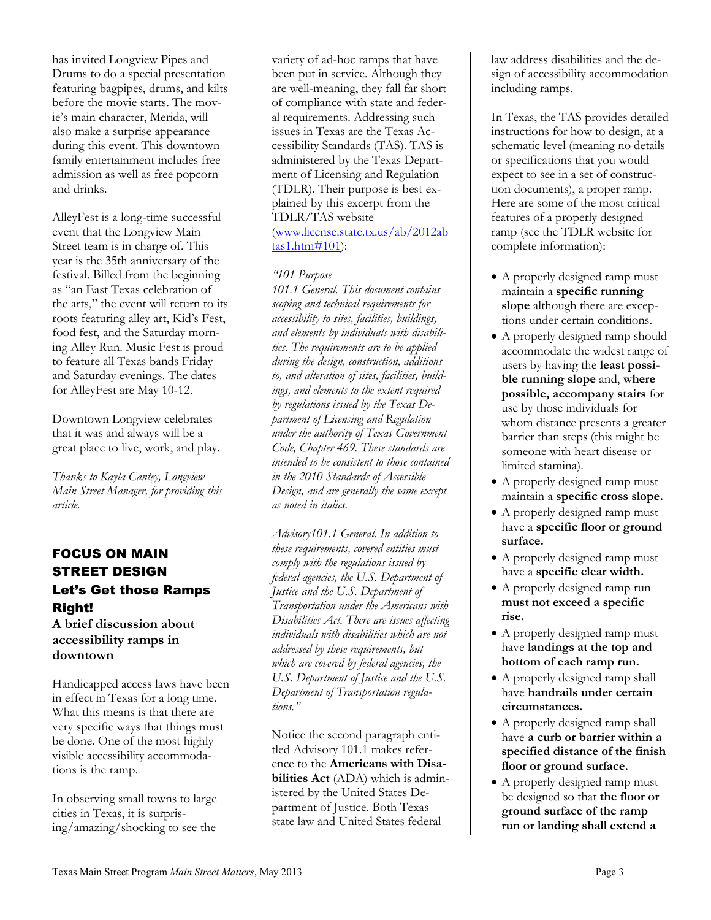has invited Longview Pipes and Drums to do a special presentation featuring bagpipes, drums, and kilts before the movie starts. The movie's main character, Merida, will also make a surprise appearance during this event. This downtown family entertainment includes free admission as well as free popcorn and drinks.

AlleyFest is a long-time successful event that the Longview Main Street team is in charge of. This year is the 35th anniversary of the festival. Billed from the beginning as "an East Texas celebration of the arts," the event will return to its roots featuring alley art, Kid's Fest, food fest, and the Saturday morning Alley Run. Music Fest is proud to feature all Texas bands Friday and Saturday evenings. The dates for AlleyFest are May 10-12.

Downtown Longview celebrates that it was and always will be a great place to live, work, and play.

*Thanks to Kayla Cantey, Longview Main Street Manager, for providing this article.*

## FOCUS ON MAIN STREET DESIGN

## Let's Get those Ramps Right!

### A brief discussion about accessibility ramps in downtown

Handicapped access laws have been in effect in Texas for a long time. What this means is that there are very specific ways that things must be done. One of the most highly visible accessibility accommodations is the ramp.

In observing small towns to large cities in Texas, it is surprising/amazing/shocking to see the variety of ad-hoc ramps that have been put in service. Although they are well-meaning, they fall far short of compliance with state and federal requirements. Addressing such issues in Texas are the Texas Accessibility Standards (TAS). TAS is administered by the Texas Department of Licensing and Regulation (TDLR). Their purpose is best explained by this excerpt from the TDLR/TAS website (www.license.state.tx.us/ab/2012abtas1.htm#101):

*"101 Purpose*
*101.1 General. This document contains scoping and technical requirements for accessibility to sites, facilities, buildings, and elements by individuals with disabilities. The requirements are to be applied during the design, construction, additions to, and alteration of sites, facilities, buildings, and elements to the extent required by regulations issued by the Texas Department of Licensing and Regulation under the authority of Texas Government Code, Chapter 469. These standards are intended to be consistent to those contained in the 2010 Standards of Accessible Design, and are generally the same except as noted in italics.*

*Advisory101.1 General. In addition to these requirements, covered entities must comply with the regulations issued by federal agencies, the U.S. Department of Justice and the U.S. Department of Transportation under the Americans with Disabilities Act. There are issues affecting individuals with disabilities which are not addressed by these requirements, but which are covered by federal agencies, the U.S. Department of Justice and the U.S. Department of Transportation regulations."*

Notice the second paragraph entitled Advisory 101.1 makes reference to the **Americans with Disabilities Act** (ADA) which is administered by the United States Department of Justice. Both Texas state law and United States federal law address disabilities and the design of accessibility accommodation including ramps.

In Texas, the TAS provides detailed instructions for how to design, at a schematic level (meaning no details or specifications that you would expect to see in a set of construction documents), a proper ramp. Here are some of the most critical features of a properly designed ramp (see the TDLR website for complete information):

- A properly designed ramp must maintain a **specific running slope** although there are exceptions under certain conditions.
- A properly designed ramp should accommodate the widest range of users by having the **least possible running slope** and, **where possible, accompany stairs** for use by those individuals for whom distance presents a greater barrier than steps (this might be someone with heart disease or limited stamina).
- A properly designed ramp must maintain a **specific cross slope.**
- A properly designed ramp must have a **specific floor or ground surface.**
- A properly designed ramp must have a **specific clear width.**
- A properly designed ramp run **must not exceed a specific rise.**
- A properly designed ramp must have **landings at the top and bottom of each ramp run.**
- A properly designed ramp shall have **handrails under certain circumstances.**
- A properly designed ramp shall have **a curb or barrier within a specified distance of the finish floor or ground surface.**
- A properly designed ramp must be designed so that **the floor or ground surface of the ramp run or landing shall extend a**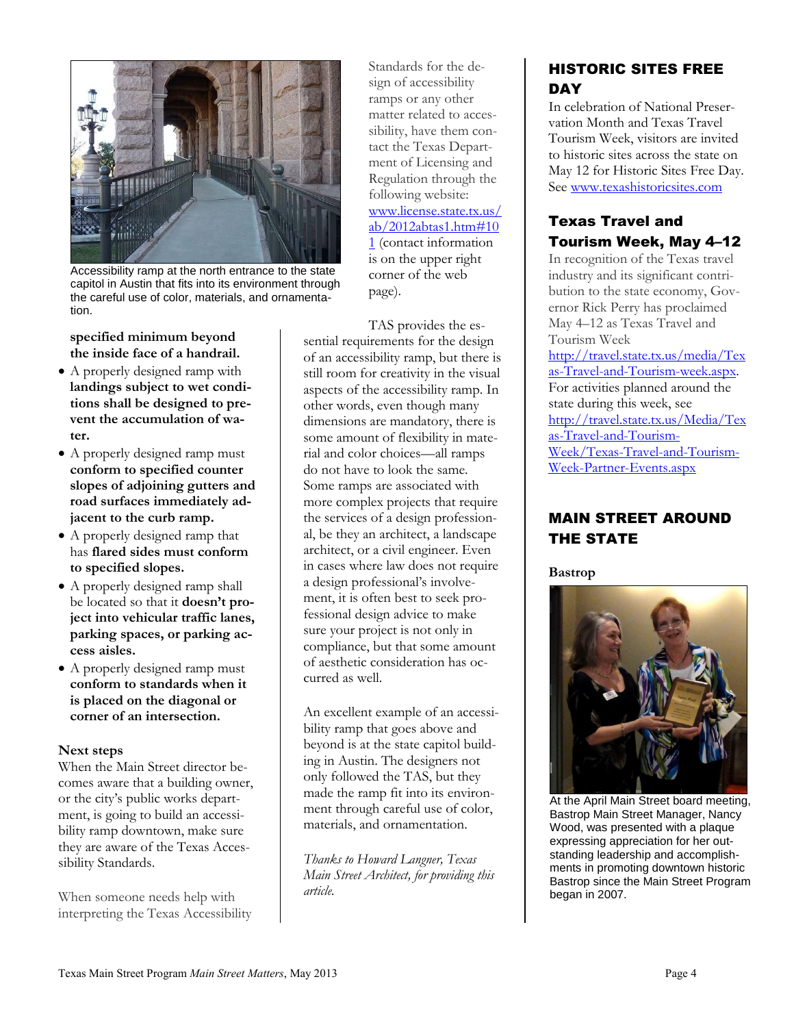Accessibility ramp at the north entrance to the state capitol in Austin that fits into its environment through the careful use of color, materials, and ornamentation.

**specified minimum beyond the inside face of a handrail.**

- A properly designed ramp with **landings subject to wet conditions shall be designed to prevent the accumulation of water.**
- A properly designed ramp must **conform to specified counter slopes of adjoining gutters and road surfaces immediately adjacent to the curb ramp.**
- A properly designed ramp that has **flared sides must conform to specified slopes.**
- A properly designed ramp shall be located so that it **doesn't project into vehicular traffic lanes, parking spaces, or parking access aisles.**
- A properly designed ramp must **conform to standards when it is placed on the diagonal or corner of an intersection.**

**Next steps**

When the Main Street director becomes aware that a building owner, or the city's public works department, is going to build an accessibility ramp downtown, make sure they are aware of the Texas Accessibility Standards.

When someone needs help with interpreting the Texas Accessibility Standards for the design of accessibility ramps or any other matter related to accessibility, have them contact the Texas Department of Licensing and Regulation through the following website: www.license.state.tx.us/ab/2012abtas1.htm#101 (contact information is on the upper right corner of the web page).

TAS provides the essential requirements for the design of an accessibility ramp, but there is still room for creativity in the visual aspects of the accessibility ramp. In other words, even though many dimensions are mandatory, there is some amount of flexibility in material and color choices—all ramps do not have to look the same. Some ramps are associated with more complex projects that require the services of a design professional, be they an architect, a landscape architect, or a civil engineer. Even in cases where law does not require a design professional's involvement, it is often best to seek professional design advice to make sure your project is not only in compliance, but that some amount of aesthetic consideration has occurred as well.

An excellent example of an accessibility ramp that goes above and beyond is at the state capitol building in Austin. The designers not only followed the TAS, but they made the ramp fit into its environment through careful use of color, materials, and ornamentation.

*Thanks to Howard Langner, Texas Main Street Architect, for providing this article.*

## HISTORIC SITES FREE DAY

In celebration of National Preservation Month and Texas Travel Tourism Week, visitors are invited to historic sites across the state on May 12 for Historic Sites Free Day. See www.texashistoricsites.com

## Texas Travel and Tourism Week, May 4–12

In recognition of the Texas travel industry and its significant contribution to the state economy, Governor Rick Perry has proclaimed May 4–12 as Texas Travel and Tourism Week http://travel.state.tx.us/media/Texas-Travel-and-Tourism-week.aspx. For activities planned around the state during this week, see http://travel.state.tx.us/Media/Texas-Travel-and-Tourism-Week/Texas-Travel-and-Tourism-Week-Partner-Events.aspx

## MAIN STREET AROUND THE STATE

**Bastrop**

At the April Main Street board meeting, Bastrop Main Street Manager, Nancy Wood, was presented with a plaque expressing appreciation for her outstanding leadership and accomplishments in promoting downtown historic Bastrop since the Main Street Program began in 2007.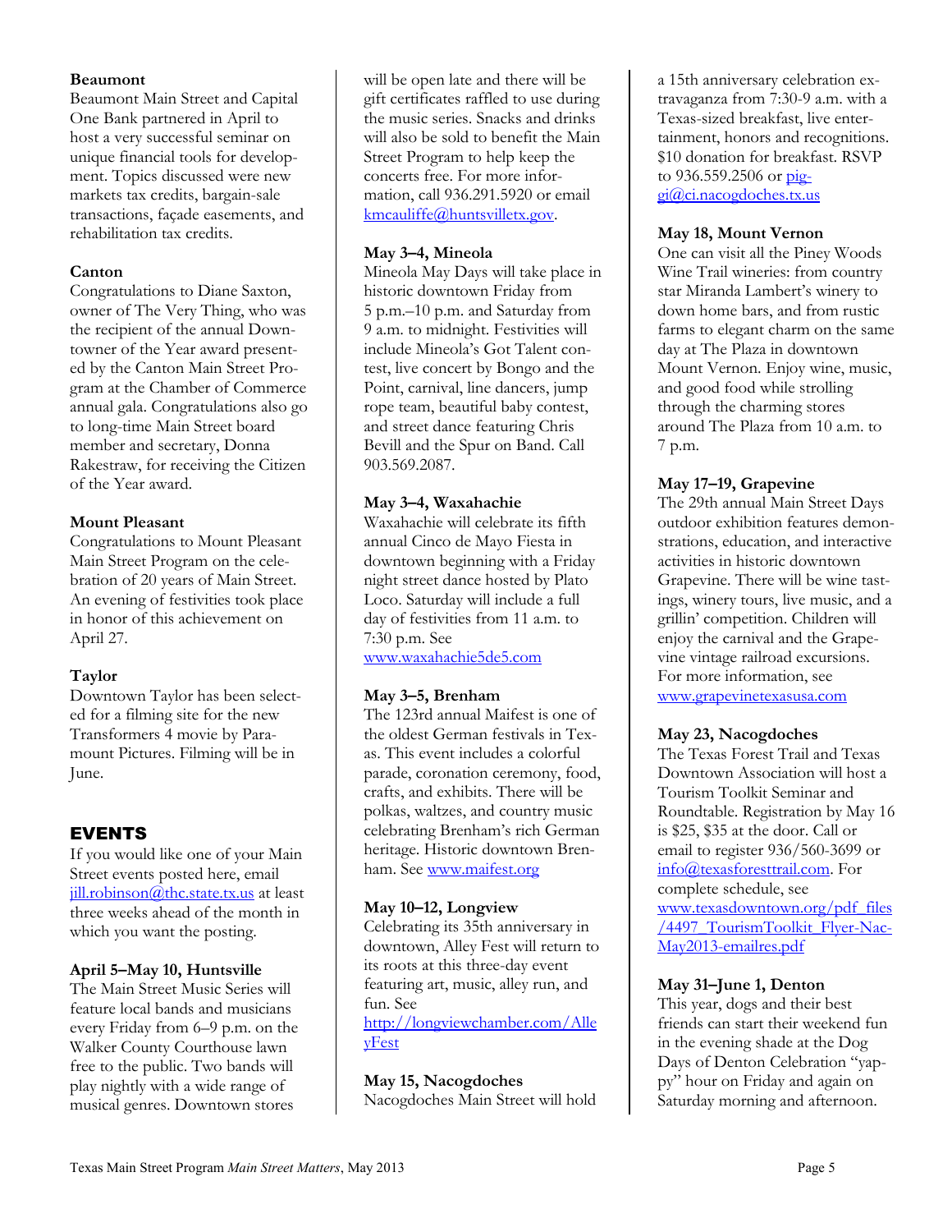**Beaumont**

Beaumont Main Street and Capital One Bank partnered in April to host a very successful seminar on unique financial tools for development. Topics discussed were new markets tax credits, bargain-sale transactions, façade easements, and rehabilitation tax credits.

**Canton**

Congratulations to Diane Saxton, owner of The Very Thing, who was the recipient of the annual Downtowner of the Year award presented by the Canton Main Street Program at the Chamber of Commerce annual gala. Congratulations also go to long-time Main Street board member and secretary, Donna Rakestraw, for receiving the Citizen of the Year award.

**Mount Pleasant**

Congratulations to Mount Pleasant Main Street Program on the celebration of 20 years of Main Street. An evening of festivities took place in honor of this achievement on April 27.

**Taylor**

Downtown Taylor has been selected for a filming site for the new Transformers 4 movie by Paramount Pictures. Filming will be in June.

## EVENTS

If you would like one of your Main Street events posted here, email jill.robinson@thc.state.tx.us at least three weeks ahead of the month in which you want the posting.

**April 5–May 10, Huntsville**

The Main Street Music Series will feature local bands and musicians every Friday from 6–9 p.m. on the Walker County Courthouse lawn free to the public. Two bands will play nightly with a wide range of musical genres. Downtown stores will be open late and there will be gift certificates raffled to use during the music series. Snacks and drinks will also be sold to benefit the Main Street Program to help keep the concerts free. For more information, call 936.291.5920 or email kmcauliffe@huntsvilletx.gov.

**May 3–4, Mineola**

Mineola May Days will take place in historic downtown Friday from 5 p.m.–10 p.m. and Saturday from 9 a.m. to midnight. Festivities will include Mineola's Got Talent contest, live concert by Bongo and the Point, carnival, line dancers, jump rope team, beautiful baby contest, and street dance featuring Chris Bevill and the Spur on Band. Call 903.569.2087.

**May 3–4, Waxahachie**

Waxahachie will celebrate its fifth annual Cinco de Mayo Fiesta in downtown beginning with a Friday night street dance hosted by Plato Loco. Saturday will include a full day of festivities from 11 a.m. to 7:30 p.m. See www.waxahachie5de5.com

**May 3–5, Brenham**

The 123rd annual Maifest is one of the oldest German festivals in Texas. This event includes a colorful parade, coronation ceremony, food, crafts, and exhibits. There will be polkas, waltzes, and country music celebrating Brenham's rich German heritage. Historic downtown Brenham. See www.maifest.org

**May 10–12, Longview**

Celebrating its 35th anniversary in downtown, Alley Fest will return to its roots at this three-day event featuring art, music, alley run, and fun. See http://longviewchamber.com/AlleyFest

**May 15, Nacogdoches**

Nacogdoches Main Street will hold a 15th anniversary celebration extravaganza from 7:30-9 a.m. with a Texas-sized breakfast, live entertainment, honors and recognitions. $10 donation for breakfast. RSVP to 936.559.2506 or piggi@ci.nacogdoches.tx.us

**May 18, Mount Vernon**

One can visit all the Piney Woods Wine Trail wineries: from country star Miranda Lambert's winery to down home bars, and from rustic farms to elegant charm on the same day at The Plaza in downtown Mount Vernon. Enjoy wine, music, and good food while strolling through the charming stores around The Plaza from 10 a.m. to 7 p.m.

**May 17–19, Grapevine**

The 29th annual Main Street Days outdoor exhibition features demonstrations, education, and interactive activities in historic downtown Grapevine. There will be wine tastings, winery tours, live music, and a grillin' competition. Children will enjoy the carnival and the Grapevine vintage railroad excursions. For more information, see www.grapevinetexasusa.com

**May 23, Nacogdoches**

The Texas Forest Trail and Texas Downtown Association will host a Tourism Toolkit Seminar and Roundtable. Registration by May 16 is $25, $35 at the door. Call or email to register 936/560-3699 or info@texasforesttrail.com. For complete schedule, see www.texasdowntown.org/pdf_files/4497_TourismToolkit_Flyer-Nac-May2013-emailres.pdf

**May 31–June 1, Denton**

This year, dogs and their best friends can start their weekend fun in the evening shade at the Dog Days of Denton Celebration "yappy" hour on Friday and again on Saturday morning and afternoon.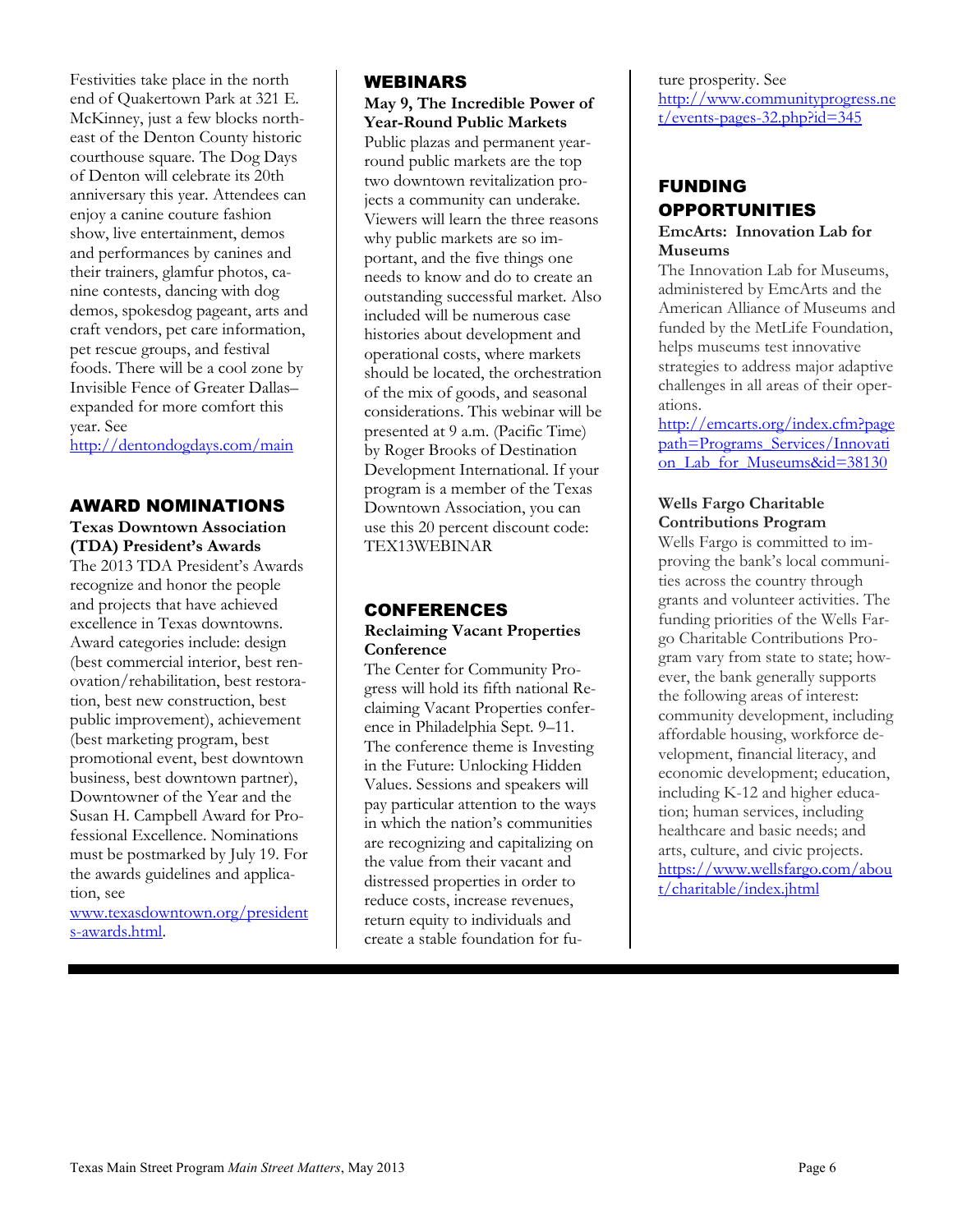Festivities take place in the north end of Quakertown Park at 321 E. McKinney, just a few blocks northeast of the Denton County historic courthouse square. The Dog Days of Denton will celebrate its 20th anniversary this year. Attendees can enjoy a canine couture fashion show, live entertainment, demos and performances by canines and their trainers, glamfur photos, canine contests, dancing with dog demos, spokesdog pageant, arts and craft vendors, pet care information, pet rescue groups, and festival foods. There will be a cool zone by Invisible Fence of Greater Dallas–expanded for more comfort this year. See http://dentondogdays.com/main

## AWARD NOMINATIONS

**Texas Downtown Association (TDA) President's Awards**

The 2013 TDA President's Awards recognize and honor the people and projects that have achieved excellence in Texas downtowns. Award categories include: design (best commercial interior, best renovation/rehabilitation, best restoration, best new construction, best public improvement), achievement (best marketing program, best promotional event, best downtown business, best downtown partner), Downtowner of the Year and the Susan H. Campbell Award for Professional Excellence. Nominations must be postmarked by July 19. For the awards guidelines and application, see www.texasdowntown.org/presidents-awards.html.

## WEBINARS

**May 9, The Incredible Power of Year-Round Public Markets**

Public plazas and permanent year-round public markets are the top two downtown revitalization projects a community can underake. Viewers will learn the three reasons why public markets are so important, and the five things one needs to know and do to create an outstanding successful market. Also included will be numerous case histories about development and operational costs, where markets should be located, the orchestration of the mix of goods, and seasonal considerations. This webinar will be presented at 9 a.m. (Pacific Time) by Roger Brooks of Destination Development International. If your program is a member of the Texas Downtown Association, you can use this 20 percent discount code: TEX13WEBINAR

## CONFERENCES

**Reclaiming Vacant Properties Conference**

The Center for Community Progress will hold its fifth national Reclaiming Vacant Properties conference in Philadelphia Sept. 9–11. The conference theme is Investing in the Future: Unlocking Hidden Values. Sessions and speakers will pay particular attention to the ways in which the nation's communities are recognizing and capitalizing on the value from their vacant and distressed properties in order to reduce costs, increase revenues, return equity to individuals and create a stable foundation for future prosperity. See http://www.communityprogress.net/events-pages-32.php?id=345

## FUNDING OPPORTUNITIES

**EmcArts: Innovation Lab for Museums**

The Innovation Lab for Museums, administered by EmcArts and the American Alliance of Museums and funded by the MetLife Foundation, helps museums test innovative strategies to address major adaptive challenges in all areas of their operations.

http://emcarts.org/index.cfm?pagepath=Programs_Services/Innovation_Lab_for_Museums&id=38130

**Wells Fargo Charitable Contributions Program**

Wells Fargo is committed to improving the bank's local communities across the country through grants and volunteer activities. The funding priorities of the Wells Fargo Charitable Contributions Program vary from state to state; however, the bank generally supports the following areas of interest: community development, including affordable housing, workforce development, financial literacy, and economic development; education, including K-12 and higher education; human services, including healthcare and basic needs; and arts, culture, and civic projects.

https://www.wellsfargo.com/about/charitable/index.jhtml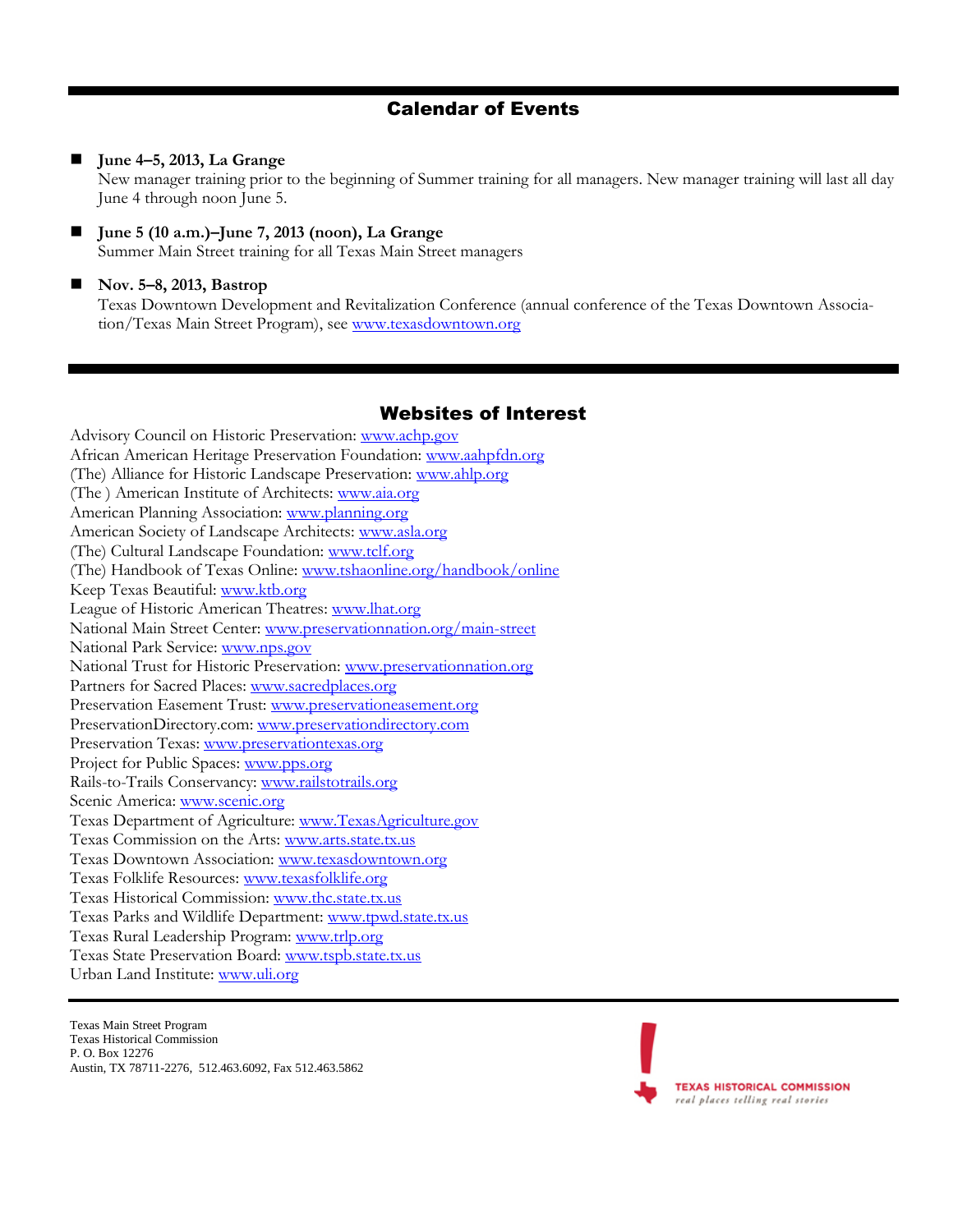## Calendar of Events

- **June 4–5, 2013, La Grange**
  New manager training prior to the beginning of Summer training for all managers. New manager training will last all day June 4 through noon June 5.

- **June 5 (10 a.m.)–June 7, 2013 (noon), La Grange**
  Summer Main Street training for all Texas Main Street managers

- **Nov. 5–8, 2013, Bastrop**
  Texas Downtown Development and Revitalization Conference (annual conference of the Texas Downtown Association/Texas Main Street Program), see www.texasdowntown.org

## Websites of Interest

Advisory Council on Historic Preservation: www.achp.gov
African American Heritage Preservation Foundation: www.aahpfdn.org
(The) Alliance for Historic Landscape Preservation: www.ahlp.org
(The ) American Institute of Architects: www.aia.org
American Planning Association: www.planning.org
American Society of Landscape Architects: www.asla.org
(The) Cultural Landscape Foundation: www.tclf.org
(The) Handbook of Texas Online: www.tshaonline.org/handbook/online
Keep Texas Beautiful: www.ktb.org
League of Historic American Theatres: www.lhat.org
National Main Street Center: www.preservationnation.org/main-street
National Park Service: www.nps.gov
National Trust for Historic Preservation: www.preservationnation.org
Partners for Sacred Places: www.sacredplaces.org
Preservation Easement Trust: www.preservationeasement.org
PreservationDirectory.com: www.preservationdirectory.com
Preservation Texas: www.preservationtexas.org
Project for Public Spaces: www.pps.org
Rails-to-Trails Conservancy: www.railstotrails.org
Scenic America: www.scenic.org
Texas Department of Agriculture: www.TexasAgriculture.gov
Texas Commission on the Arts: www.arts.state.tx.us
Texas Downtown Association: www.texasdowntown.org
Texas Folklife Resources: www.texasfolklife.org
Texas Historical Commission: www.thc.state.tx.us
Texas Parks and Wildlife Department: www.tpwd.state.tx.us
Texas Rural Leadership Program: www.trlp.org
Texas State Preservation Board: www.tspb.state.tx.us
Urban Land Institute: www.uli.org

Texas Main Street Program
Texas Historical Commission
P. O. Box 12276
Austin, TX 78711-2276, 512.463.6092, Fax 512.463.5862

TEXAS HISTORICAL COMMISSION
*real places telling real stories*